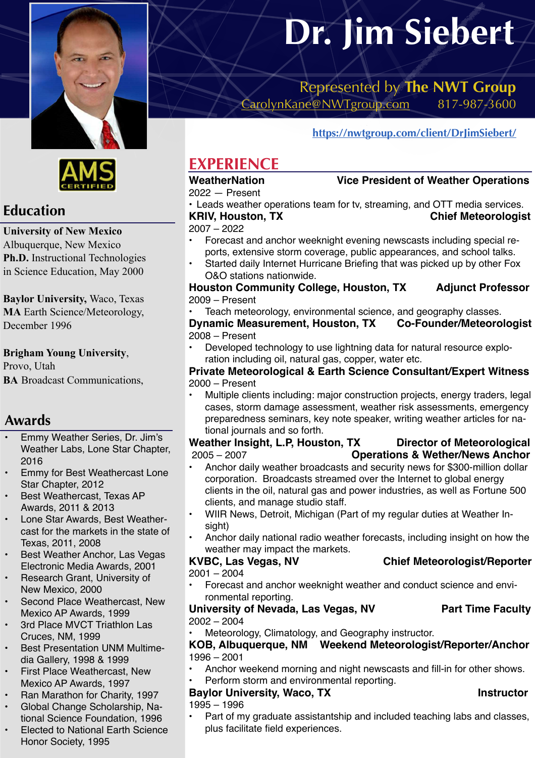# Dr. Jim Siebert

Represented by **The NWT Group**
CarolynKane@NWTgroup.com 817-987-3600

https://nwtgroup.com/client/DrJimSiebert/

AMS CERTIFIED

## Education

**University of New Mexico**
Albuquerque, New Mexico
**Ph.D.** Instructional Technologies in Science Education, May 2000

**Baylor University,** Waco, Texas
**MA** Earth Science/Meteorology, December 1996

**Brigham Young University**, Provo, Utah
**BA** Broadcast Communications,

## Awards

- Emmy Weather Series, Dr. Jim's Weather Labs, Lone Star Chapter, 2016
- Emmy for Best Weathercast Lone Star Chapter, 2012
- Best Weathercast, Texas AP Awards, 2011 & 2013
- Lone Star Awards, Best Weathercast for the markets in the state of Texas, 2011, 2008
- Best Weather Anchor, Las Vegas Electronic Media Awards, 2001
- Research Grant, University of New Mexico, 2000
- Second Place Weathercast, New Mexico AP Awards, 1999
- 3rd Place MVCT Triathlon Las Cruces, NM, 1999
- Best Presentation UNM Multimedia Gallery, 1998 & 1999
- First Place Weathercast, New Mexico AP Awards, 1997
- Ran Marathon for Charity, 1997
- Global Change Scholarship, National Science Foundation, 1996
- Elected to National Earth Science Honor Society, 1995

## EXPERIENCE

**WeatherNation** — **Vice President of Weather Operations**
2022 — Present
- Leads weather operations team for tv, streaming, and OTT media services.

**KRIV, Houston, TX** — **Chief Meteorologist**
2007 – 2022
- Forecast and anchor weeknight evening newscasts including special reports, extensive storm coverage, public appearances, and school talks.
- Started daily Internet Hurricane Briefing that was picked up by other Fox O&O stations nationwide.

**Houston Community College, Houston, TX** — **Adjunct Professor**
2009 – Present
- Teach meteorology, environmental science, and geography classes.

**Dynamic Measurement, Houston, TX** — **Co-Founder/Meteorologist**
2008 – Present
- Developed technology to use lightning data for natural resource exploration including oil, natural gas, copper, water etc.

**Private Meteorological & Earth Science Consultant/Expert Witness**
2000 – Present
- Multiple clients including: major construction projects, energy traders, legal cases, storm damage assessment, weather risk assessments, emergency preparedness seminars, key note speaker, writing weather articles for national journals and so forth.

**Weather Insight, L.P, Houston, TX** — **Director of Meteorological Operations & Wether/News Anchor**
2005 – 2007
- Anchor daily weather broadcasts and security news for $300-million dollar corporation. Broadcasts streamed over the Internet to global energy clients in the oil, natural gas and power industries, as well as Fortune 500 clients, and manage studio staff.
- WIIR News, Detroit, Michigan (Part of my regular duties at Weather Insight)
- Anchor daily national radio weather forecasts, including insight on how the weather may impact the markets.

**KVBC, Las Vegas, NV** — **Chief Meteorologist/Reporter**
2001 – 2004
- Forecast and anchor weeknight weather and conduct science and environmental reporting.

**University of Nevada, Las Vegas, NV** — **Part Time Faculty**
2002 – 2004
- Meteorology, Climatology, and Geography instructor.

**KOB, Albuquerque, NM** — **Weekend Meteorologist/Reporter/Anchor**
1996 – 2001
- Anchor weekend morning and night newscasts and fill-in for other shows.
- Perform storm and environmental reporting.

**Baylor University, Waco, TX** — **Instructor**
1995 – 1996
- Part of my graduate assistantship and included teaching labs and classes, plus facilitate field experiences.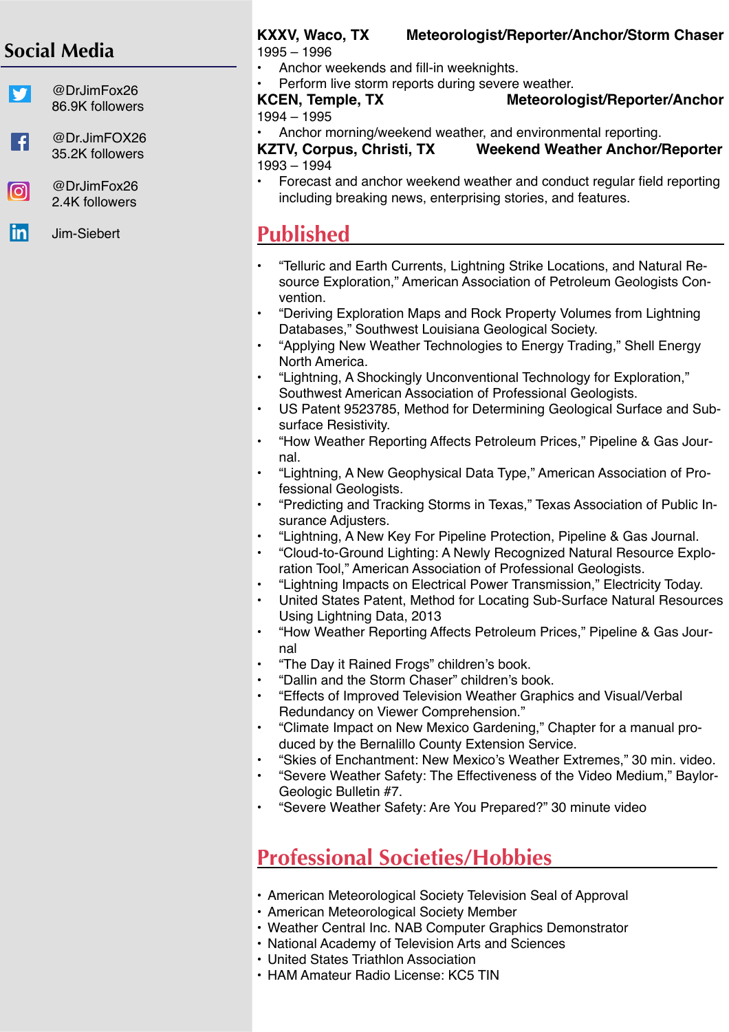## Social Media

@DrJimFox26
86.9K followers

@Dr.JimFOX26
35.2K followers

@DrJimFox26
2.4K followers

Jim-Siebert

**KXXV, Waco, TX** **Meteorologist/Reporter/Anchor/Storm Chaser**
1995 – 1996

- Anchor weekends and fill-in weeknights.
- Perform live storm reports during severe weather.

**KCEN, Temple, TX** **Meteorologist/Reporter/Anchor**
1994 – 1995

- Anchor morning/weekend weather, and environmental reporting.

**KZTV, Corpus, Christi, TX** **Weekend Weather Anchor/Reporter**
1993 – 1994

- Forecast and anchor weekend weather and conduct regular field reporting including breaking news, enterprising stories, and features.

## Published

- “Telluric and Earth Currents, Lightning Strike Locations, and Natural Resource Exploration,” American Association of Petroleum Geologists Convention.
- “Deriving Exploration Maps and Rock Property Volumes from Lightning Databases,” Southwest Louisiana Geological Society.
- “Applying New Weather Technologies to Energy Trading,” Shell Energy North America.
- “Lightning, A Shockingly Unconventional Technology for Exploration,” Southwest American Association of Professional Geologists.
- US Patent 9523785, Method for Determining Geological Surface and Subsurface Resistivity.
- “How Weather Reporting Affects Petroleum Prices,” Pipeline & Gas Journal.
- “Lightning, A New Geophysical Data Type,” American Association of Professional Geologists.
- “Predicting and Tracking Storms in Texas,” Texas Association of Public Insurance Adjusters.
- “Lightning, A New Key For Pipeline Protection, Pipeline & Gas Journal.
- “Cloud-to-Ground Lighting: A Newly Recognized Natural Resource Exploration Tool,” American Association of Professional Geologists.
- “Lightning Impacts on Electrical Power Transmission,” Electricity Today.
- United States Patent, Method for Locating Sub-Surface Natural Resources Using Lightning Data, 2013
- “How Weather Reporting Affects Petroleum Prices,” Pipeline & Gas Journal
- “The Day it Rained Frogs” children’s book.
- “Dallin and the Storm Chaser” children’s book.
- “Effects of Improved Television Weather Graphics and Visual/Verbal Redundancy on Viewer Comprehension.”
- “Climate Impact on New Mexico Gardening,” Chapter for a manual produced by the Bernalillo County Extension Service.
- “Skies of Enchantment: New Mexico’s Weather Extremes,” 30 min. video.
- “Severe Weather Safety: The Effectiveness of the Video Medium,” Baylor-Geologic Bulletin #7.
- “Severe Weather Safety: Are You Prepared?” 30 minute video

## Professional Societies/Hobbies

- American Meteorological Society Television Seal of Approval
- American Meteorological Society Member
- Weather Central Inc. NAB Computer Graphics Demonstrator
- National Academy of Television Arts and Sciences
- United States Triathlon Association
- HAM Amateur Radio License: KC5 TIN